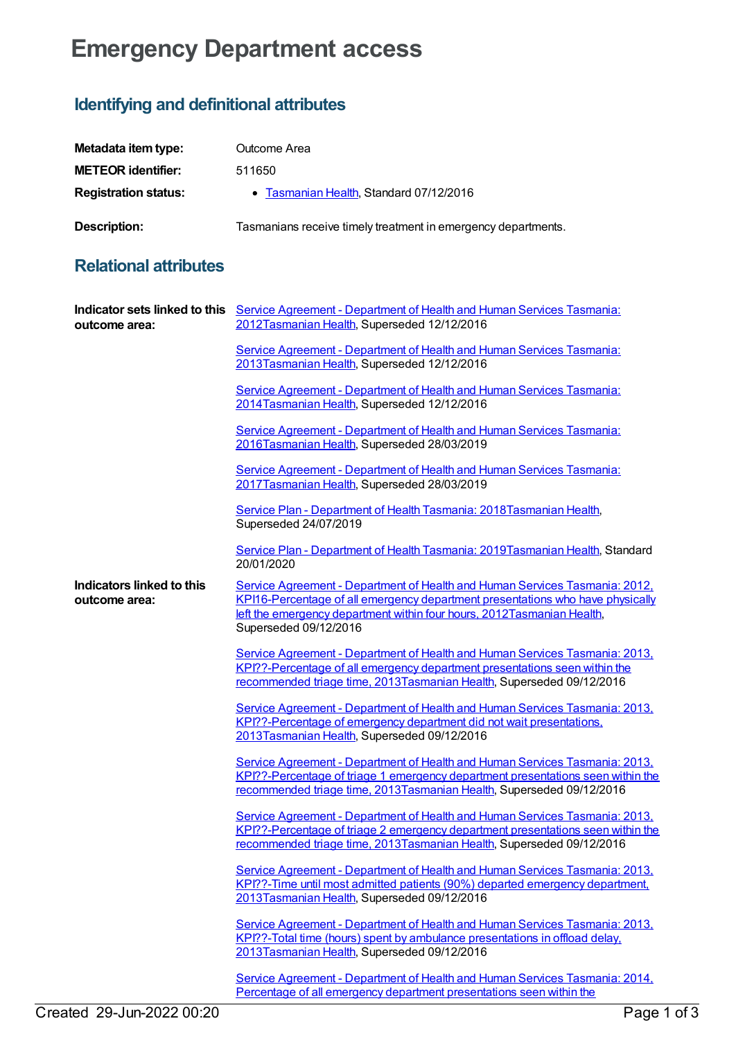# Emergency Department access

## Identifying and definitional attributes

**Metadata item type:** Outcome Area

**METEOR identifier:** 511650

**Registration status:**

- Tasmanian Health, Standard 07/12/2016

**Description:** Tasmanians receive timely treatment in emergency departments.

## Relational attributes

**Indicator sets linked to this outcome area:**

Service Agreement - Department of Health and Human Services Tasmania: 2012Tasmanian Health, Superseded 12/12/2016

Service Agreement - Department of Health and Human Services Tasmania: 2013Tasmanian Health, Superseded 12/12/2016

Service Agreement - Department of Health and Human Services Tasmania: 2014Tasmanian Health, Superseded 12/12/2016

Service Agreement - Department of Health and Human Services Tasmania: 2016Tasmanian Health, Superseded 28/03/2019

Service Agreement - Department of Health and Human Services Tasmania: 2017Tasmanian Health, Superseded 28/03/2019

Service Plan - Department of Health Tasmania: 2018Tasmanian Health, Superseded 24/07/2019

Service Plan - Department of Health Tasmania: 2019Tasmanian Health, Standard 20/01/2020

**Indicators linked to this outcome area:**

Service Agreement - Department of Health and Human Services Tasmania: 2012, KPI16-Percentage of all emergency department presentations who have physically left the emergency department within four hours, 2012Tasmanian Health, Superseded 09/12/2016

Service Agreement - Department of Health and Human Services Tasmania: 2013, KPI??-Percentage of all emergency department presentations seen within the recommended triage time, 2013Tasmanian Health, Superseded 09/12/2016

Service Agreement - Department of Health and Human Services Tasmania: 2013, KPI??-Percentage of emergency department did not wait presentations, 2013Tasmanian Health, Superseded 09/12/2016

Service Agreement - Department of Health and Human Services Tasmania: 2013, KPI??-Percentage of triage 1 emergency department presentations seen within the recommended triage time, 2013Tasmanian Health, Superseded 09/12/2016

Service Agreement - Department of Health and Human Services Tasmania: 2013, KPI??-Percentage of triage 2 emergency department presentations seen within the recommended triage time, 2013Tasmanian Health, Superseded 09/12/2016

Service Agreement - Department of Health and Human Services Tasmania: 2013, KPI??-Time until most admitted patients (90%) departed emergency department, 2013Tasmanian Health, Superseded 09/12/2016

Service Agreement - Department of Health and Human Services Tasmania: 2013, KPI??-Total time (hours) spent by ambulance presentations in offload delay, 2013Tasmanian Health, Superseded 09/12/2016

Service Agreement - Department of Health and Human Services Tasmania: 2014, Percentage of all emergency department presentations seen within the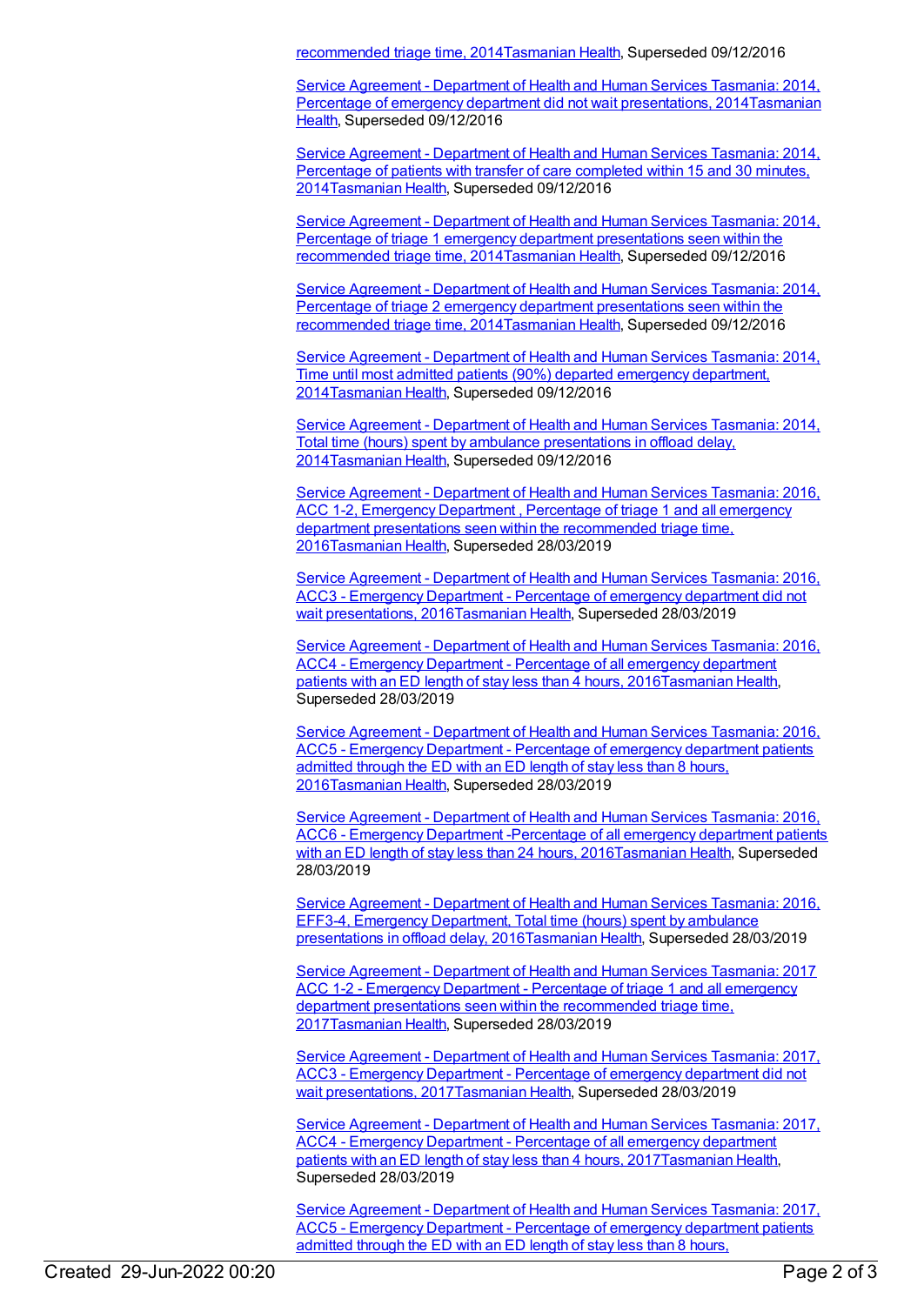recommended triage time, 2014Tasmanian Health, Superseded 09/12/2016

Service Agreement - Department of Health and Human Services Tasmania: 2014, Percentage of emergency department did not wait presentations, 2014Tasmanian Health, Superseded 09/12/2016

Service Agreement - Department of Health and Human Services Tasmania: 2014, Percentage of patients with transfer of care completed within 15 and 30 minutes, 2014Tasmanian Health, Superseded 09/12/2016

Service Agreement - Department of Health and Human Services Tasmania: 2014, Percentage of triage 1 emergency department presentations seen within the recommended triage time, 2014Tasmanian Health, Superseded 09/12/2016

Service Agreement - Department of Health and Human Services Tasmania: 2014, Percentage of triage 2 emergency department presentations seen within the recommended triage time, 2014Tasmanian Health, Superseded 09/12/2016

Service Agreement - Department of Health and Human Services Tasmania: 2014, Time until most admitted patients (90%) departed emergency department, 2014Tasmanian Health, Superseded 09/12/2016

Service Agreement - Department of Health and Human Services Tasmania: 2014, Total time (hours) spent by ambulance presentations in offload delay, 2014Tasmanian Health, Superseded 09/12/2016

Service Agreement - Department of Health and Human Services Tasmania: 2016, ACC 1-2, Emergency Department , Percentage of triage 1 and all emergency department presentations seen within the recommended triage time, 2016Tasmanian Health, Superseded 28/03/2019

Service Agreement - Department of Health and Human Services Tasmania: 2016, ACC3 - Emergency Department - Percentage of emergency department did not wait presentations, 2016Tasmanian Health, Superseded 28/03/2019

Service Agreement - Department of Health and Human Services Tasmania: 2016, ACC4 - Emergency Department - Percentage of all emergency department patients with an ED length of stay less than 4 hours, 2016Tasmanian Health, Superseded 28/03/2019

Service Agreement - Department of Health and Human Services Tasmania: 2016, ACC5 - Emergency Department - Percentage of emergency department patients admitted through the ED with an ED length of stay less than 8 hours, 2016Tasmanian Health, Superseded 28/03/2019

Service Agreement - Department of Health and Human Services Tasmania: 2016, ACC6 - Emergency Department -Percentage of all emergency department patients with an ED length of stay less than 24 hours, 2016Tasmanian Health, Superseded 28/03/2019

Service Agreement - Department of Health and Human Services Tasmania: 2016, EFF3-4, Emergency Department, Total time (hours) spent by ambulance presentations in offload delay, 2016Tasmanian Health, Superseded 28/03/2019

Service Agreement - Department of Health and Human Services Tasmania: 2017 ACC 1-2 - Emergency Department - Percentage of triage 1 and all emergency department presentations seen within the recommended triage time, 2017Tasmanian Health, Superseded 28/03/2019

Service Agreement - Department of Health and Human Services Tasmania: 2017, ACC3 - Emergency Department - Percentage of emergency department did not wait presentations, 2017Tasmanian Health, Superseded 28/03/2019

Service Agreement - Department of Health and Human Services Tasmania: 2017, ACC4 - Emergency Department - Percentage of all emergency department patients with an ED length of stay less than 4 hours, 2017Tasmanian Health, Superseded 28/03/2019

Service Agreement - Department of Health and Human Services Tasmania: 2017, ACC5 - Emergency Department - Percentage of emergency department patients admitted through the ED with an ED length of stay less than 8 hours,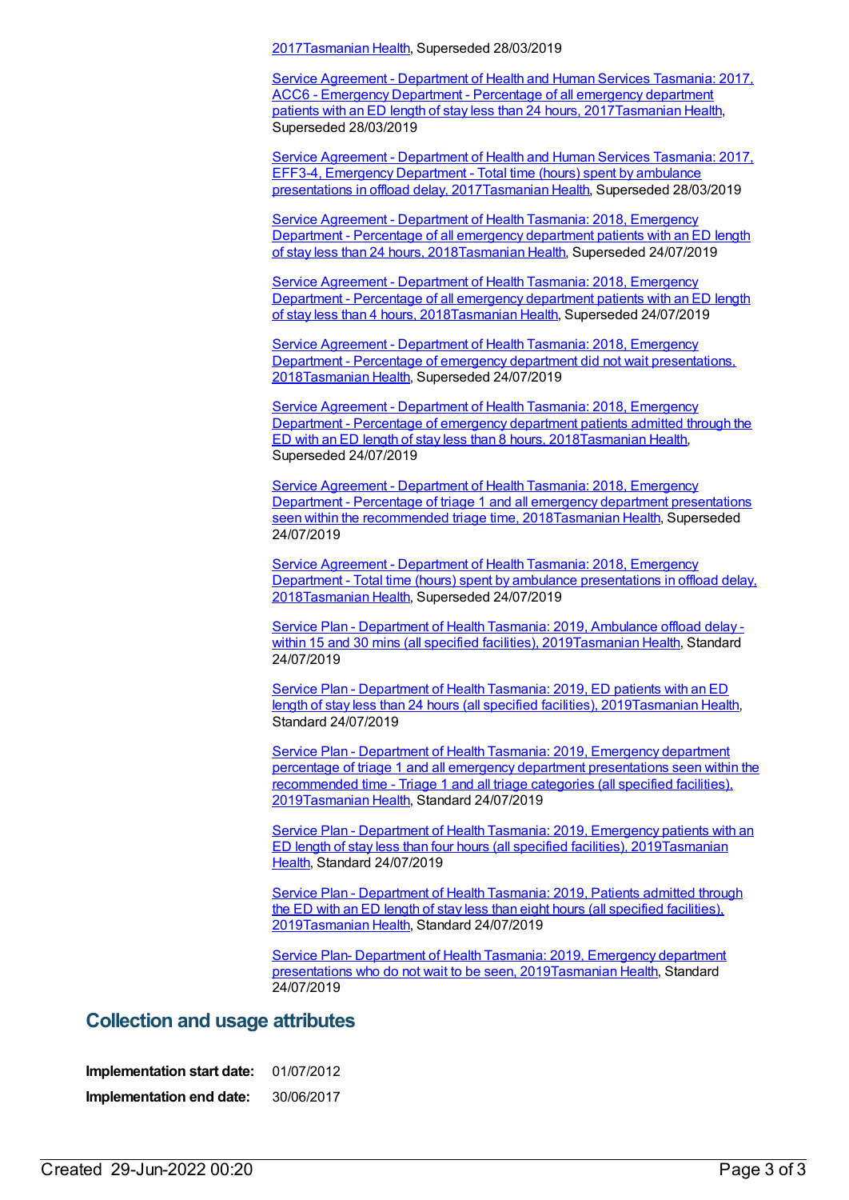2017Tasmanian Health, Superseded 28/03/2019

Service Agreement - Department of Health and Human Services Tasmania: 2017, ACC6 - Emergency Department - Percentage of all emergency department patients with an ED length of stay less than 24 hours, 2017Tasmanian Health, Superseded 28/03/2019

Service Agreement - Department of Health and Human Services Tasmania: 2017, EFF3-4, Emergency Department - Total time (hours) spent by ambulance presentations in offload delay, 2017Tasmanian Health, Superseded 28/03/2019

Service Agreement - Department of Health Tasmania: 2018, Emergency Department - Percentage of all emergency department patients with an ED length of stay less than 24 hours, 2018Tasmanian Health, Superseded 24/07/2019

Service Agreement - Department of Health Tasmania: 2018, Emergency Department - Percentage of all emergency department patients with an ED length of stay less than 4 hours, 2018Tasmanian Health, Superseded 24/07/2019

Service Agreement - Department of Health Tasmania: 2018, Emergency Department - Percentage of emergency department did not wait presentations, 2018Tasmanian Health, Superseded 24/07/2019

Service Agreement - Department of Health Tasmania: 2018, Emergency Department - Percentage of emergency department patients admitted through the ED with an ED length of stay less than 8 hours, 2018Tasmanian Health, Superseded 24/07/2019

Service Agreement - Department of Health Tasmania: 2018, Emergency Department - Percentage of triage 1 and all emergency department presentations seen within the recommended triage time, 2018Tasmanian Health, Superseded 24/07/2019

Service Agreement - Department of Health Tasmania: 2018, Emergency Department - Total time (hours) spent by ambulance presentations in offload delay, 2018Tasmanian Health, Superseded 24/07/2019

Service Plan - Department of Health Tasmania: 2019, Ambulance offload delay - within 15 and 30 mins (all specified facilities), 2019Tasmanian Health, Standard 24/07/2019

Service Plan - Department of Health Tasmania: 2019, ED patients with an ED length of stay less than 24 hours (all specified facilities), 2019Tasmanian Health, Standard 24/07/2019

Service Plan - Department of Health Tasmania: 2019, Emergency department percentage of triage 1 and all emergency department presentations seen within the recommended time - Triage 1 and all triage categories (all specified facilities), 2019Tasmanian Health, Standard 24/07/2019

Service Plan - Department of Health Tasmania: 2019, Emergency patients with an ED length of stay less than four hours (all specified facilities), 2019Tasmanian Health, Standard 24/07/2019

Service Plan - Department of Health Tasmania: 2019, Patients admitted through the ED with an ED length of stay less than eight hours (all specified facilities), 2019Tasmanian Health, Standard 24/07/2019

Service Plan- Department of Health Tasmania: 2019, Emergency department presentations who do not wait to be seen, 2019Tasmanian Health, Standard 24/07/2019

## Collection and usage attributes

**Implementation start date:** 01/07/2012

**Implementation end date:** 30/06/2017